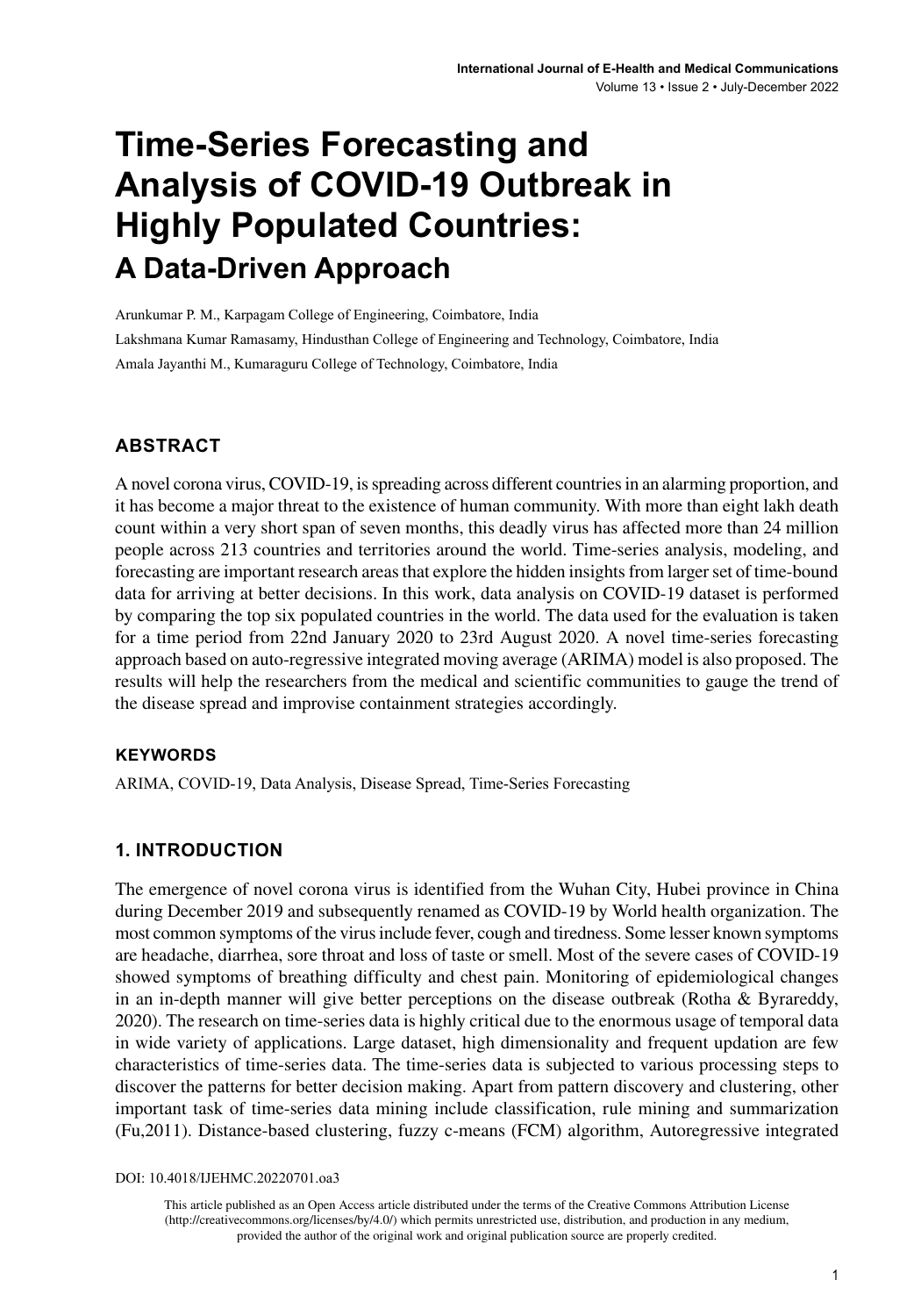# Time-Series Forecasting and Analysis of COVID-19 Outbreak in Highly Populated Countries:

## A Data-Driven Approach

Arunkumar P. M., Karpagam College of Engineering, Coimbatore, India

Lakshmana Kumar Ramasamy, Hindusthan College of Engineering and Technology, Coimbatore, India

Amala Jayanthi M., Kumaraguru College of Technology, Coimbatore, India

## ABSTRACT

A novel corona virus, COVID-19, is spreading across different countries in an alarming proportion, and it has become a major threat to the existence of human community. With more than eight lakh death count within a very short span of seven months, this deadly virus has affected more than 24 million people across 213 countries and territories around the world. Time-series analysis, modeling, and forecasting are important research areas that explore the hidden insights from larger set of time-bound data for arriving at better decisions. In this work, data analysis on COVID-19 dataset is performed by comparing the top six populated countries in the world. The data used for the evaluation is taken for a time period from 22nd January 2020 to 23rd August 2020. A novel time-series forecasting approach based on auto-regressive integrated moving average (ARIMA) model is also proposed. The results will help the researchers from the medical and scientific communities to gauge the trend of the disease spread and improvise containment strategies accordingly.

### KEYWORDS

ARIMA, COVID-19, Data Analysis, Disease Spread, Time-Series Forecasting

## 1. INTRODUCTION

The emergence of novel corona virus is identified from the Wuhan City, Hubei province in China during December 2019 and subsequently renamed as COVID-19 by World health organization. The most common symptoms of the virus include fever, cough and tiredness. Some lesser known symptoms are headache, diarrhea, sore throat and loss of taste or smell. Most of the severe cases of COVID-19 showed symptoms of breathing difficulty and chest pain. Monitoring of epidemiological changes in an in-depth manner will give better perceptions on the disease outbreak (Rotha & Byrareddy, 2020). The research on time-series data is highly critical due to the enormous usage of temporal data in wide variety of applications. Large dataset, high dimensionality and frequent updation are few characteristics of time-series data. The time-series data is subjected to various processing steps to discover the patterns for better decision making. Apart from pattern discovery and clustering, other important task of time-series data mining include classification, rule mining and summarization (Fu,2011). Distance-based clustering, fuzzy c-means (FCM) algorithm, Autoregressive integrated

DOI: 10.4018/IJEHMC.20220701.oa3

This article published as an Open Access article distributed under the terms of the Creative Commons Attribution License (http://creativecommons.org/licenses/by/4.0/) which permits unrestricted use, distribution, and production in any medium, provided the author of the original work and original publication source are properly credited.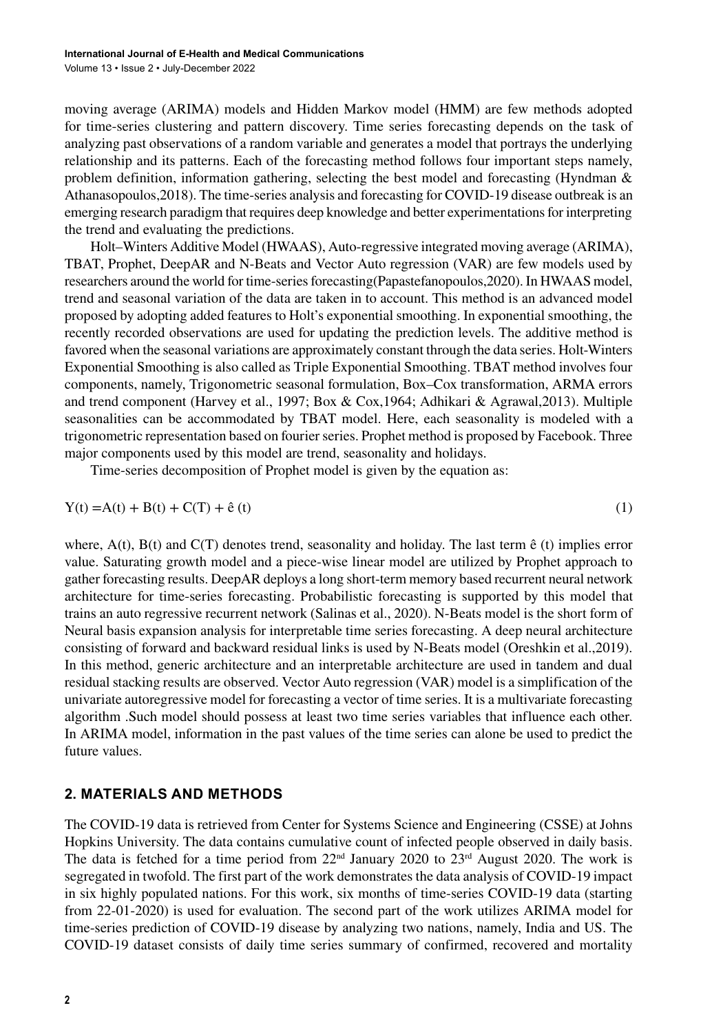moving average (ARIMA) models and Hidden Markov model (HMM) are few methods adopted for time-series clustering and pattern discovery. Time series forecasting depends on the task of analyzing past observations of a random variable and generates a model that portrays the underlying relationship and its patterns. Each of the forecasting method follows four important steps namely, problem definition, information gathering, selecting the best model and forecasting (Hyndman & Athanasopoulos,2018). The time-series analysis and forecasting for COVID-19 disease outbreak is an emerging research paradigm that requires deep knowledge and better experimentations for interpreting the trend and evaluating the predictions.

Holt–Winters Additive Model (HWAAS), Auto-regressive integrated moving average (ARIMA), TBAT, Prophet, DeepAR and N-Beats and Vector Auto regression (VAR) are few models used by researchers around the world for time-series forecasting(Papastefanopoulos,2020). In HWAAS model, trend and seasonal variation of the data are taken in to account. This method is an advanced model proposed by adopting added features to Holt's exponential smoothing. In exponential smoothing, the recently recorded observations are used for updating the prediction levels. The additive method is favored when the seasonal variations are approximately constant through the data series. Holt-Winters Exponential Smoothing is also called as Triple Exponential Smoothing. TBAT method involves four components, namely, Trigonometric seasonal formulation, Box–Cox transformation, ARMA errors and trend component (Harvey et al., 1997; Box & Cox,1964; Adhikari & Agrawal,2013). Multiple seasonalities can be accommodated by TBAT model. Here, each seasonality is modeled with a trigonometric representation based on fourier series. Prophet method is proposed by Facebook. Three major components used by this model are trend, seasonality and holidays.

Time-series decomposition of Prophet model is given by the equation as:

$$Y(t) = A(t) + B(t) + C(T) + \hat{e}(t) \tag{1}$$

where, $A(t)$, $B(t)$ and $C(T)$ denotes trend, seasonality and holiday. The last term $\hat{e}(t)$ implies error value. Saturating growth model and a piece-wise linear model are utilized by Prophet approach to gather forecasting results. DeepAR deploys a long short-term memory based recurrent neural network architecture for time-series forecasting. Probabilistic forecasting is supported by this model that trains an auto regressive recurrent network (Salinas et al., 2020). N-Beats model is the short form of Neural basis expansion analysis for interpretable time series forecasting. A deep neural architecture consisting of forward and backward residual links is used by N-Beats model (Oreshkin et al.,2019). In this method, generic architecture and an interpretable architecture are used in tandem and dual residual stacking results are observed. Vector Auto regression (VAR) model is a simplification of the univariate autoregressive model for forecasting a vector of time series. It is a multivariate forecasting algorithm .Such model should possess at least two time series variables that influence each other. In ARIMA model, information in the past values of the time series can alone be used to predict the future values.

## 2. MATERIALS AND METHODS

The COVID-19 data is retrieved from Center for Systems Science and Engineering (CSSE) at Johns Hopkins University. The data contains cumulative count of infected people observed in daily basis. The data is fetched for a time period from 22nd January 2020 to 23rd August 2020. The work is segregated in twofold. The first part of the work demonstrates the data analysis of COVID-19 impact in six highly populated nations. For this work, six months of time-series COVID-19 data (starting from 22-01-2020) is used for evaluation. The second part of the work utilizes ARIMA model for time-series prediction of COVID-19 disease by analyzing two nations, namely, India and US. The COVID-19 dataset consists of daily time series summary of confirmed, recovered and mortality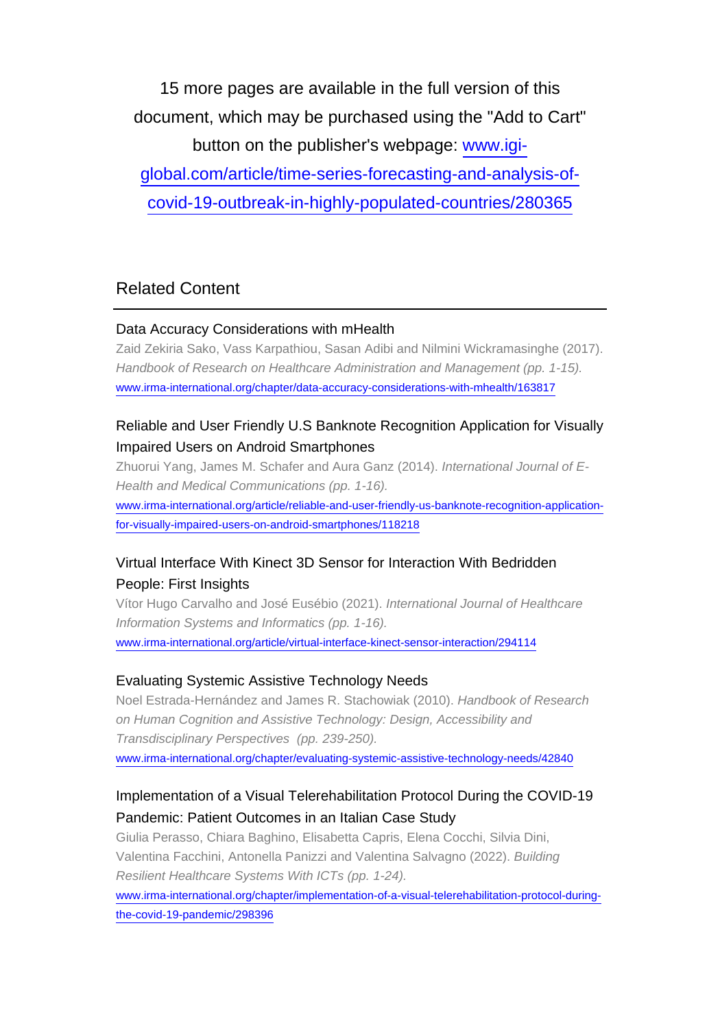15 more pages are available in the full version of this document, which may be purchased using the "Add to Cart" button on the publisher's webpage: [www.igi-global.com/article/time-series-forecasting-and-analysis-of-covid-19-outbreak-in-highly-populated-countries/280365](www.igi-global.com/article/time-series-forecasting-and-analysis-of-covid-19-outbreak-in-highly-populated-countries/280365)

## Related Content

### Data Accuracy Considerations with mHealth

Zaid Zekiria Sako, Vass Karpathiou, Sasan Adibi and Nilmini Wickramasinghe (2017). *Handbook of Research on Healthcare Administration and Management (pp. 1-15).*

[www.irma-international.org/chapter/data-accuracy-considerations-with-mhealth/163817](www.irma-international.org/chapter/data-accuracy-considerations-with-mhealth/163817)

### Reliable and User Friendly U.S Banknote Recognition Application for Visually Impaired Users on Android Smartphones

Zhuorui Yang, James M. Schafer and Aura Ganz (2014). *International Journal of E-Health and Medical Communications (pp. 1-16).*

[www.irma-international.org/article/reliable-and-user-friendly-us-banknote-recognition-application-for-visually-impaired-users-on-android-smartphones/118218](www.irma-international.org/article/reliable-and-user-friendly-us-banknote-recognition-application-for-visually-impaired-users-on-android-smartphones/118218)

### Virtual Interface With Kinect 3D Sensor for Interaction With Bedridden People: First Insights

Vítor Hugo Carvalho and José Eusébio (2021). *International Journal of Healthcare Information Systems and Informatics (pp. 1-16).*

[www.irma-international.org/article/virtual-interface-kinect-sensor-interaction/294114](www.irma-international.org/article/virtual-interface-kinect-sensor-interaction/294114)

### Evaluating Systemic Assistive Technology Needs

Noel Estrada-Hernández and James R. Stachowiak (2010). *Handbook of Research on Human Cognition and Assistive Technology: Design, Accessibility and Transdisciplinary Perspectives (pp. 239-250).*

[www.irma-international.org/chapter/evaluating-systemic-assistive-technology-needs/42840](www.irma-international.org/chapter/evaluating-systemic-assistive-technology-needs/42840)

### Implementation of a Visual Telerehabilitation Protocol During the COVID-19 Pandemic: Patient Outcomes in an Italian Case Study

Giulia Perasso, Chiara Baghino, Elisabetta Capris, Elena Cocchi, Silvia Dini, Valentina Facchini, Antonella Panizzi and Valentina Salvagno (2022). *Building Resilient Healthcare Systems With ICTs (pp. 1-24).*

[www.irma-international.org/chapter/implementation-of-a-visual-telerehabilitation-protocol-during-the-covid-19-pandemic/298396](www.irma-international.org/chapter/implementation-of-a-visual-telerehabilitation-protocol-during-the-covid-19-pandemic/298396)